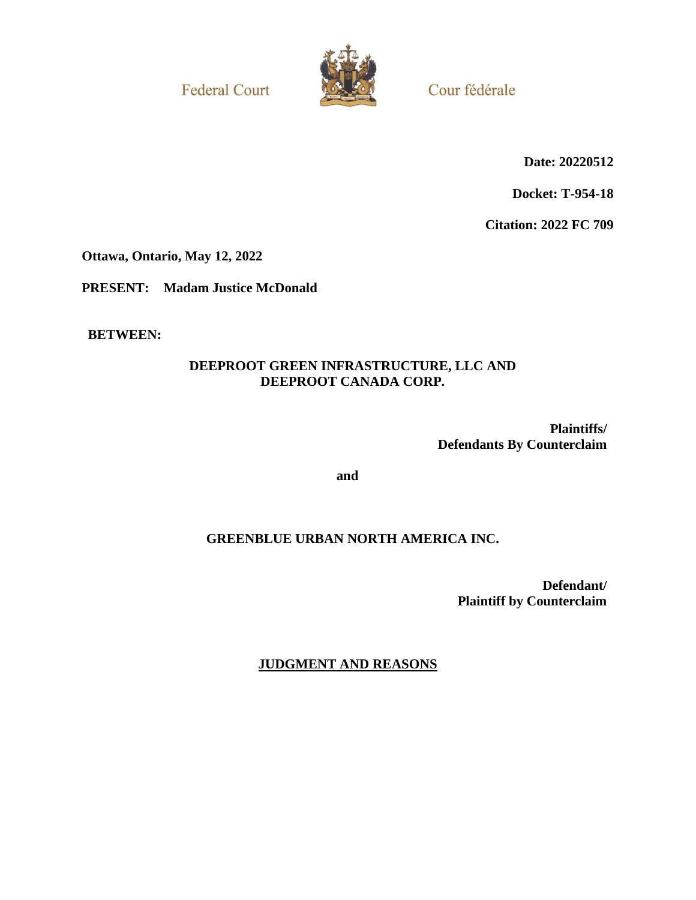Federal Court

Cour fédérale

**Date: 20220512**

**Docket: T-954-18**

**Citation: 2022 FC 709**

**Ottawa, Ontario, May 12, 2022**

**PRESENT: Madam Justice McDonald**

**BETWEEN:**

**DEEPROOT GREEN INFRASTRUCTURE, LLC AND DEEPROOT CANADA CORP.**

**Plaintiffs/ Defendants By Counterclaim**

**and**

**GREENBLUE URBAN NORTH AMERICA INC.**

**Defendant/ Plaintiff by Counterclaim**

## JUDGMENT AND REASONS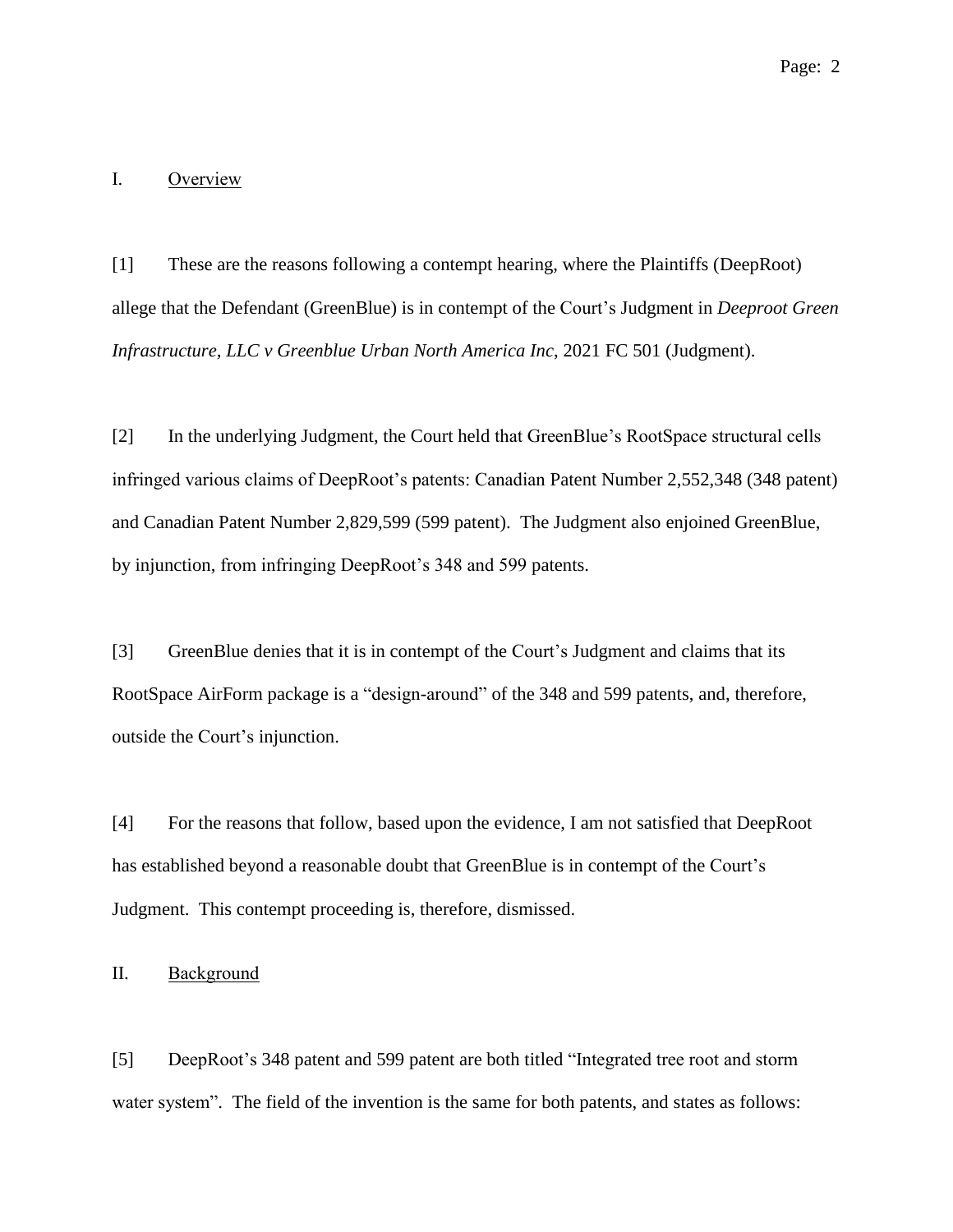## I. Overview

[1] These are the reasons following a contempt hearing, where the Plaintiffs (DeepRoot) allege that the Defendant (GreenBlue) is in contempt of the Court's Judgment in *Deeproot Green Infrastructure, LLC v Greenblue Urban North America Inc*, 2021 FC 501 (Judgment).

[2] In the underlying Judgment, the Court held that GreenBlue's RootSpace structural cells infringed various claims of DeepRoot's patents: Canadian Patent Number 2,552,348 (348 patent) and Canadian Patent Number 2,829,599 (599 patent). The Judgment also enjoined GreenBlue, by injunction, from infringing DeepRoot's 348 and 599 patents.

[3] GreenBlue denies that it is in contempt of the Court's Judgment and claims that its RootSpace AirForm package is a "design-around" of the 348 and 599 patents, and, therefore, outside the Court's injunction.

[4] For the reasons that follow, based upon the evidence, I am not satisfied that DeepRoot has established beyond a reasonable doubt that GreenBlue is in contempt of the Court's Judgment. This contempt proceeding is, therefore, dismissed.

## II. Background

[5] DeepRoot's 348 patent and 599 patent are both titled "Integrated tree root and storm water system". The field of the invention is the same for both patents, and states as follows: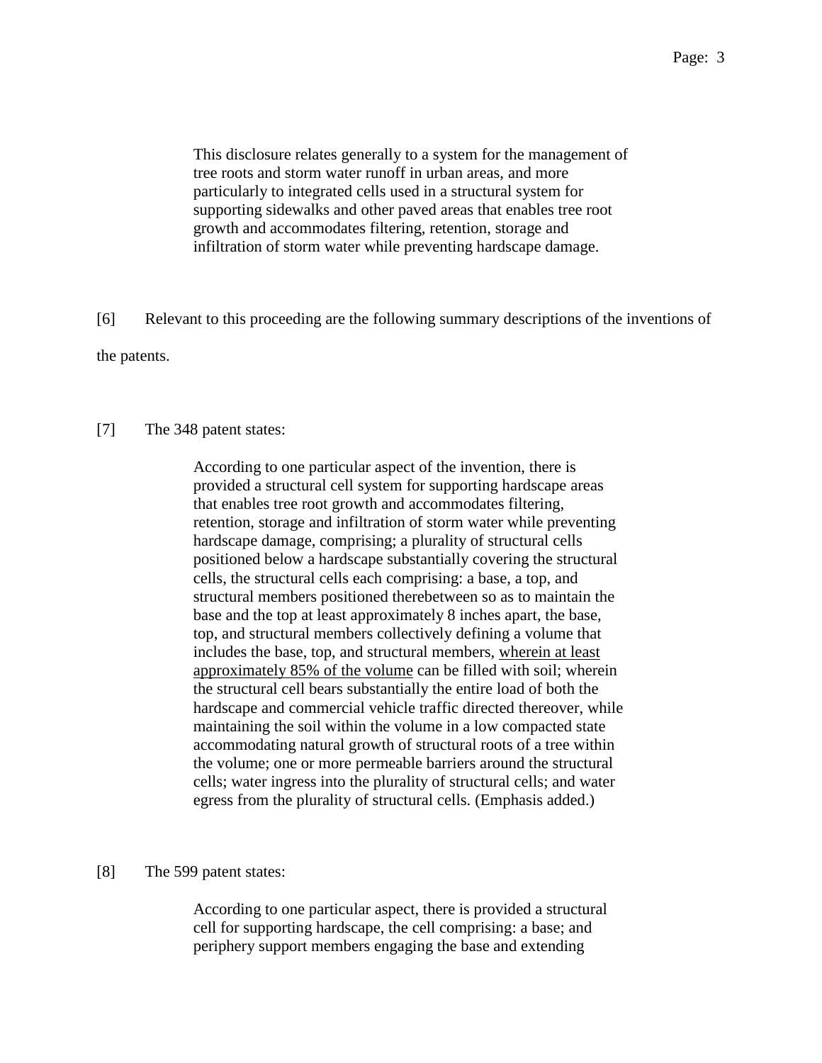> This disclosure relates generally to a system for the management of tree roots and storm water runoff in urban areas, and more particularly to integrated cells used in a structural system for supporting sidewalks and other paved areas that enables tree root growth and accommodates filtering, retention, storage and infiltration of storm water while preventing hardscape damage.

[6] Relevant to this proceeding are the following summary descriptions of the inventions of the patents.

[7] The 348 patent states:

> According to one particular aspect of the invention, there is provided a structural cell system for supporting hardscape areas that enables tree root growth and accommodates filtering, retention, storage and infiltration of storm water while preventing hardscape damage, comprising; a plurality of structural cells positioned below a hardscape substantially covering the structural cells, the structural cells each comprising: a base, a top, and structural members positioned therebetween so as to maintain the base and the top at least approximately 8 inches apart, the base, top, and structural members collectively defining a volume that includes the base, top, and structural members, <u>wherein at least approximately 85% of the volume</u> can be filled with soil; wherein the structural cell bears substantially the entire load of both the hardscape and commercial vehicle traffic directed thereover, while maintaining the soil within the volume in a low compacted state accommodating natural growth of structural roots of a tree within the volume; one or more permeable barriers around the structural cells; water ingress into the plurality of structural cells; and water egress from the plurality of structural cells. (Emphasis added.)

[8] The 599 patent states:

> According to one particular aspect, there is provided a structural cell for supporting hardscape, the cell comprising: a base; and periphery support members engaging the base and extending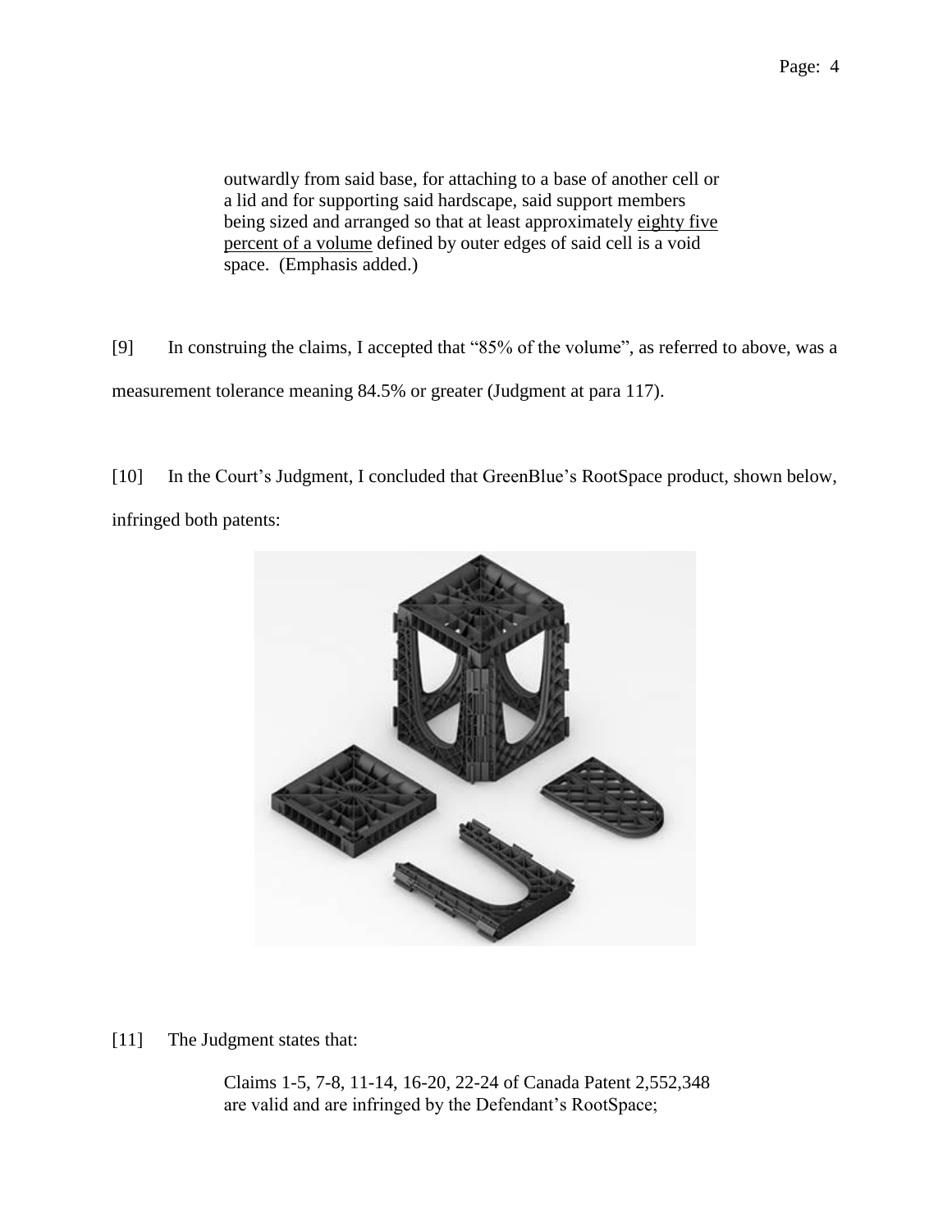> outwardly from said base, for attaching to a base of another cell or a lid and for supporting said hardscape, said support members being sized and arranged so that at least approximately <u>eighty five percent of a volume</u> defined by outer edges of said cell is a void space. (Emphasis added.)

[9] In construing the claims, I accepted that "85% of the volume", as referred to above, was a measurement tolerance meaning 84.5% or greater (Judgment at para 117).

[10] In the Court's Judgment, I concluded that GreenBlue's RootSpace product, shown below, infringed both patents:

[11] The Judgment states that:

> Claims 1-5, 7-8, 11-14, 16-20, 22-24 of Canada Patent 2,552,348 are valid and are infringed by the Defendant's RootSpace;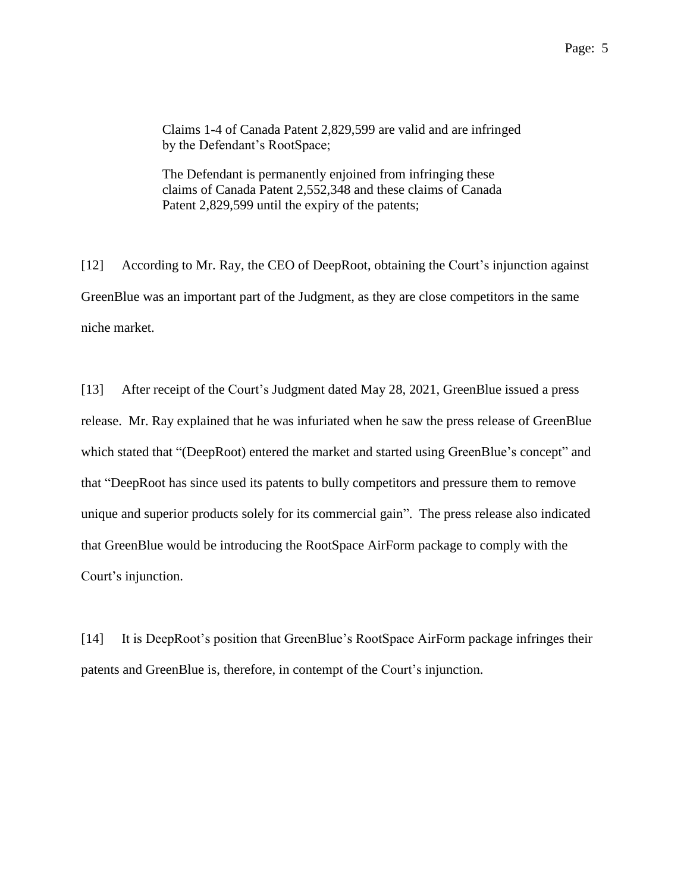> Claims 1-4 of Canada Patent 2,829,599 are valid and are infringed by the Defendant's RootSpace;
>
> The Defendant is permanently enjoined from infringing these claims of Canada Patent 2,552,348 and these claims of Canada Patent 2,829,599 until the expiry of the patents;

[12] According to Mr. Ray, the CEO of DeepRoot, obtaining the Court's injunction against GreenBlue was an important part of the Judgment, as they are close competitors in the same niche market.

[13] After receipt of the Court's Judgment dated May 28, 2021, GreenBlue issued a press release. Mr. Ray explained that he was infuriated when he saw the press release of GreenBlue which stated that "(DeepRoot) entered the market and started using GreenBlue's concept" and that "DeepRoot has since used its patents to bully competitors and pressure them to remove unique and superior products solely for its commercial gain". The press release also indicated that GreenBlue would be introducing the RootSpace AirForm package to comply with the Court's injunction.

[14] It is DeepRoot's position that GreenBlue's RootSpace AirForm package infringes their patents and GreenBlue is, therefore, in contempt of the Court's injunction.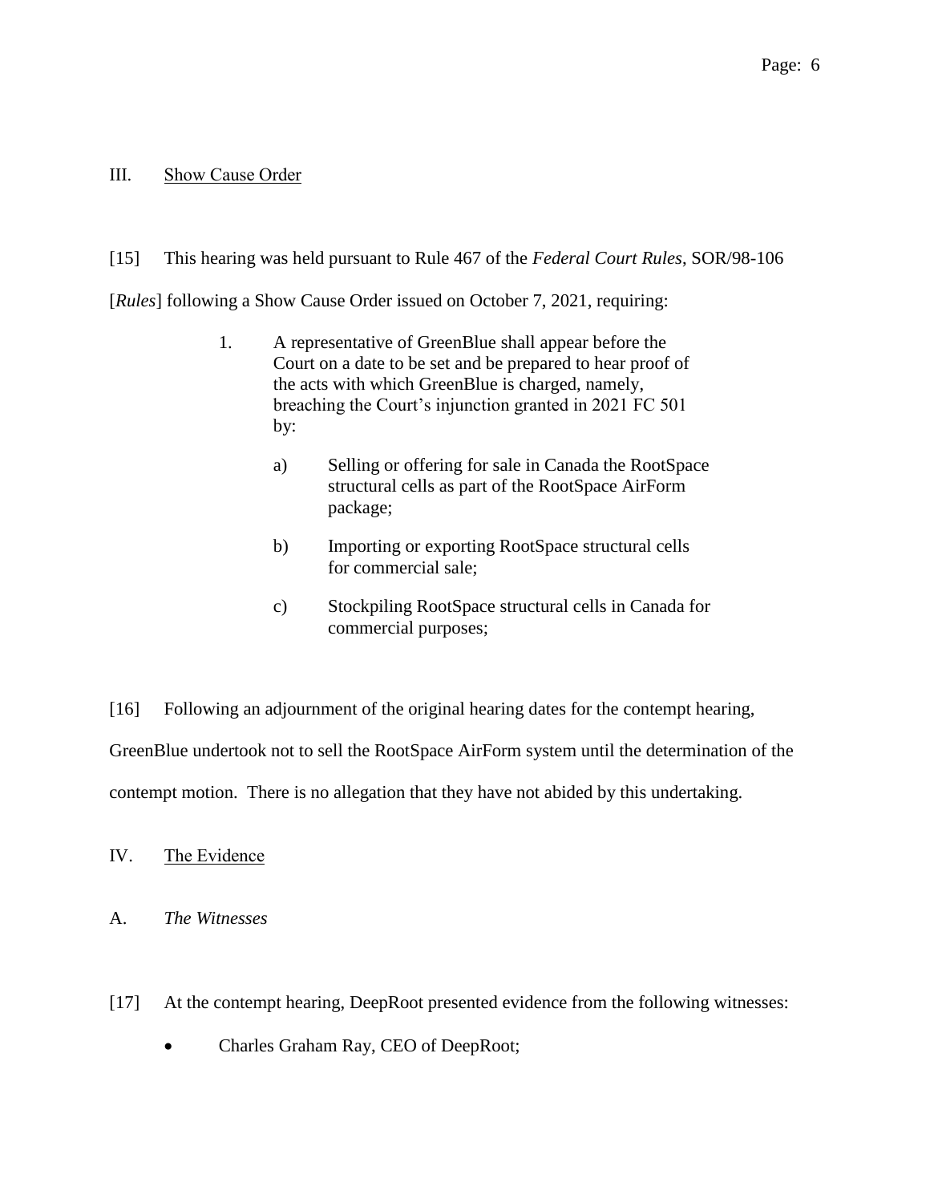## III. Show Cause Order

[15] This hearing was held pursuant to Rule 467 of the *Federal Court Rules*, SOR/98-106 [*Rules*] following a Show Cause Order issued on October 7, 2021, requiring:

> 1. A representative of GreenBlue shall appear before the Court on a date to be set and be prepared to hear proof of the acts with which GreenBlue is charged, namely, breaching the Court's injunction granted in 2021 FC 501 by:
>
>     a) Selling or offering for sale in Canada the RootSpace structural cells as part of the RootSpace AirForm package;
>
>     b) Importing or exporting RootSpace structural cells for commercial sale;
>
>     c) Stockpiling RootSpace structural cells in Canada for commercial purposes;

[16] Following an adjournment of the original hearing dates for the contempt hearing, GreenBlue undertook not to sell the RootSpace AirForm system until the determination of the contempt motion. There is no allegation that they have not abided by this undertaking.

## IV. The Evidence

### A. *The Witnesses*

[17] At the contempt hearing, DeepRoot presented evidence from the following witnesses:

- Charles Graham Ray, CEO of DeepRoot;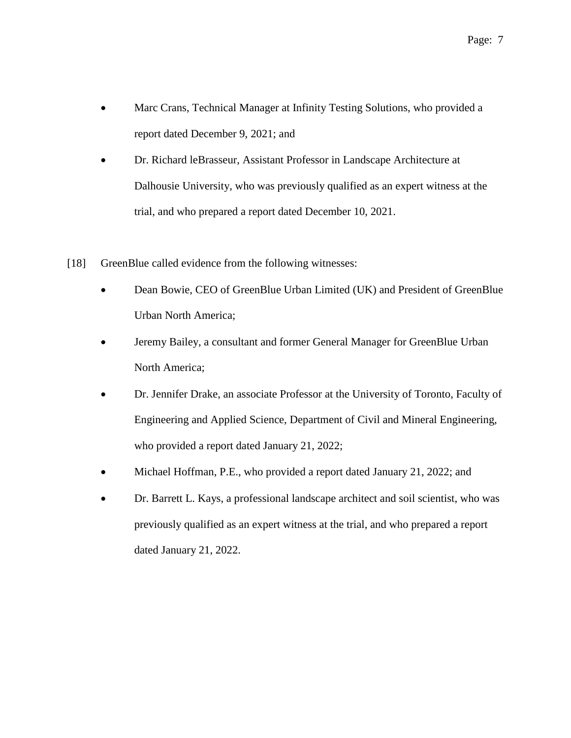- Marc Crans, Technical Manager at Infinity Testing Solutions, who provided a report dated December 9, 2021; and
- Dr. Richard leBrasseur, Assistant Professor in Landscape Architecture at Dalhousie University, who was previously qualified as an expert witness at the trial, and who prepared a report dated December 10, 2021.

[18] GreenBlue called evidence from the following witnesses:

- Dean Bowie, CEO of GreenBlue Urban Limited (UK) and President of GreenBlue Urban North America;
- Jeremy Bailey, a consultant and former General Manager for GreenBlue Urban North America;
- Dr. Jennifer Drake, an associate Professor at the University of Toronto, Faculty of Engineering and Applied Science, Department of Civil and Mineral Engineering, who provided a report dated January 21, 2022;
- Michael Hoffman, P.E., who provided a report dated January 21, 2022; and
- Dr. Barrett L. Kays, a professional landscape architect and soil scientist, who was previously qualified as an expert witness at the trial, and who prepared a report dated January 21, 2022.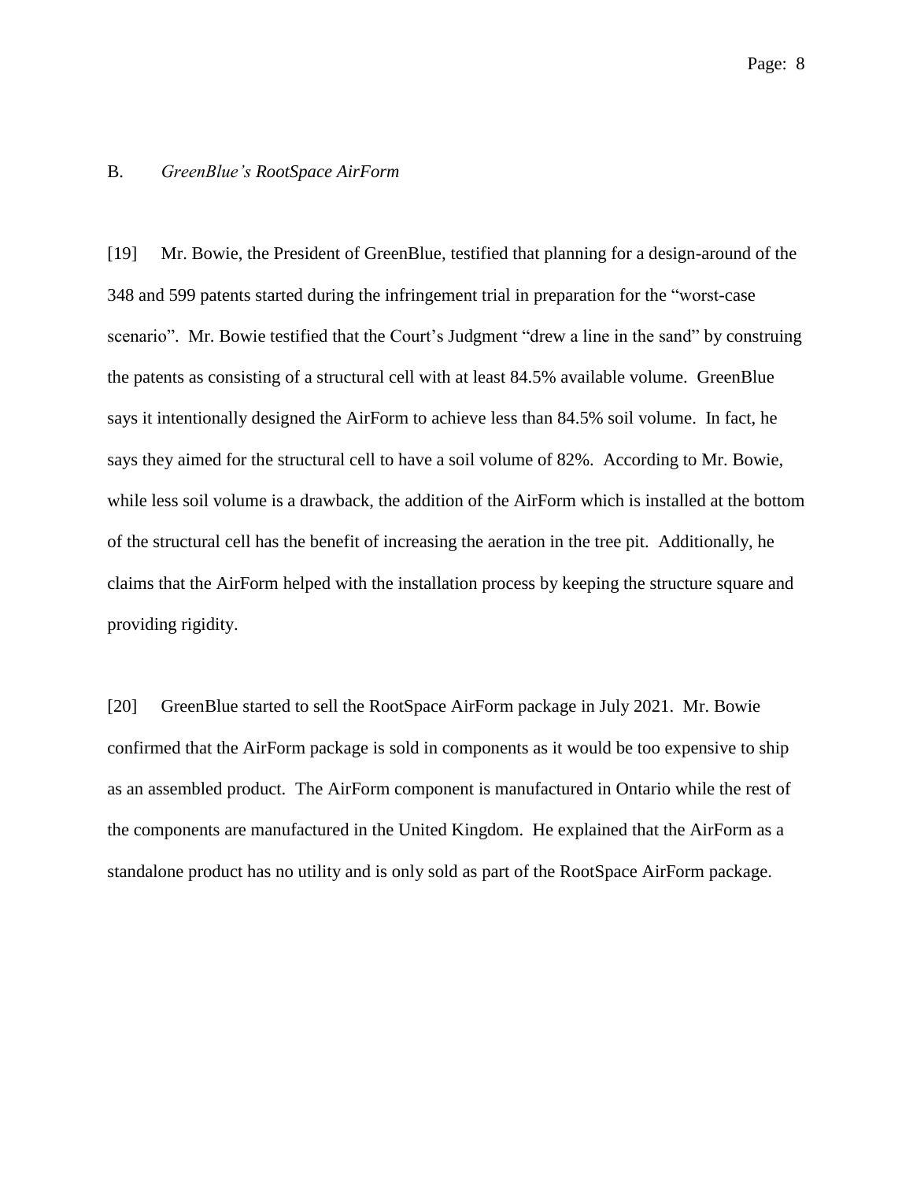### B. *GreenBlue's RootSpace AirForm*

[19] Mr. Bowie, the President of GreenBlue, testified that planning for a design-around of the 348 and 599 patents started during the infringement trial in preparation for the "worst-case scenario". Mr. Bowie testified that the Court's Judgment "drew a line in the sand" by construing the patents as consisting of a structural cell with at least 84.5% available volume. GreenBlue says it intentionally designed the AirForm to achieve less than 84.5% soil volume. In fact, he says they aimed for the structural cell to have a soil volume of 82%. According to Mr. Bowie, while less soil volume is a drawback, the addition of the AirForm which is installed at the bottom of the structural cell has the benefit of increasing the aeration in the tree pit. Additionally, he claims that the AirForm helped with the installation process by keeping the structure square and providing rigidity.

[20] GreenBlue started to sell the RootSpace AirForm package in July 2021. Mr. Bowie confirmed that the AirForm package is sold in components as it would be too expensive to ship as an assembled product. The AirForm component is manufactured in Ontario while the rest of the components are manufactured in the United Kingdom. He explained that the AirForm as a standalone product has no utility and is only sold as part of the RootSpace AirForm package.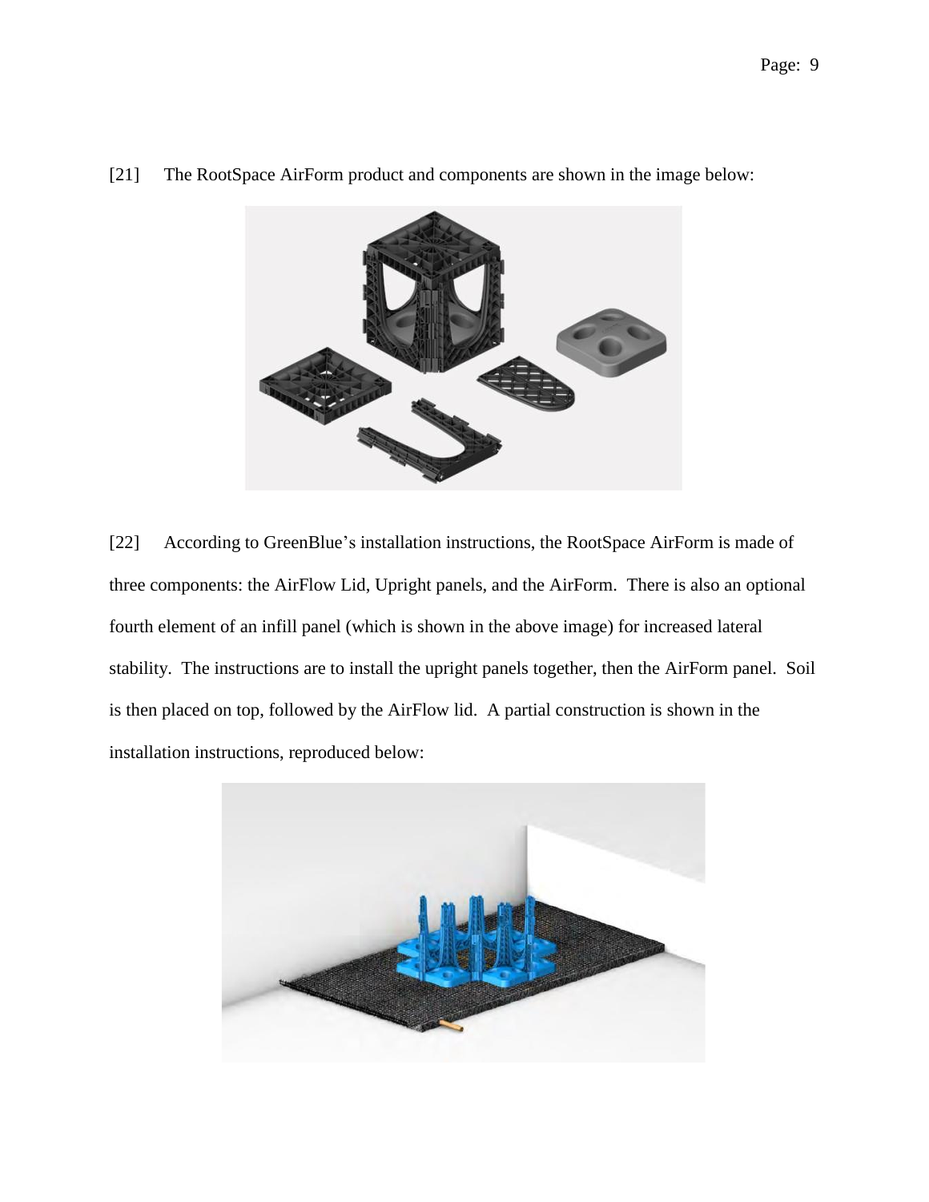[21] The RootSpace AirForm product and components are shown in the image below:

[22] According to GreenBlue's installation instructions, the RootSpace AirForm is made of three components: the AirFlow Lid, Upright panels, and the AirForm. There is also an optional fourth element of an infill panel (which is shown in the above image) for increased lateral stability. The instructions are to install the upright panels together, then the AirForm panel. Soil is then placed on top, followed by the AirFlow lid. A partial construction is shown in the installation instructions, reproduced below: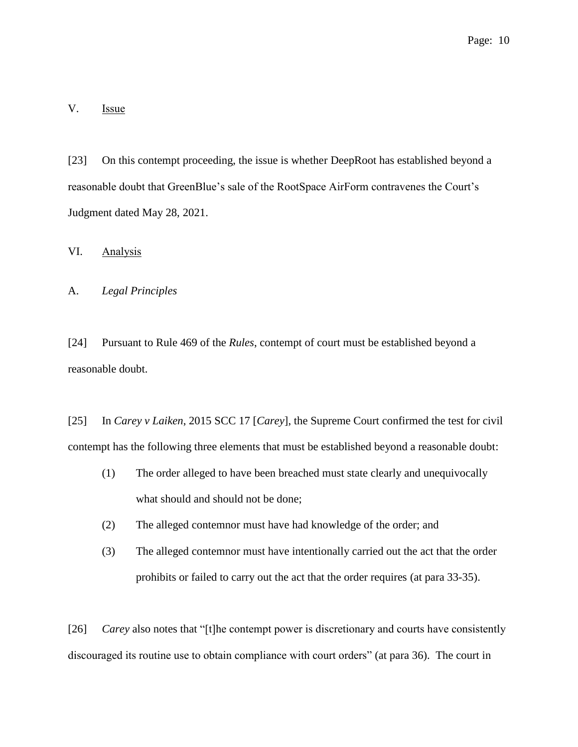## V. Issue

[23] On this contempt proceeding, the issue is whether DeepRoot has established beyond a reasonable doubt that GreenBlue's sale of the RootSpace AirForm contravenes the Court's Judgment dated May 28, 2021.

## VI. Analysis

### A. *Legal Principles*

[24] Pursuant to Rule 469 of the *Rules*, contempt of court must be established beyond a reasonable doubt.

[25] In *Carey v Laiken*, 2015 SCC 17 [*Carey*], the Supreme Court confirmed the test for civil contempt has the following three elements that must be established beyond a reasonable doubt:

(1) The order alleged to have been breached must state clearly and unequivocally what should and should not be done;

(2) The alleged contemnor must have had knowledge of the order; and

(3) The alleged contemnor must have intentionally carried out the act that the order prohibits or failed to carry out the act that the order requires (at para 33-35).

[26] *Carey* also notes that "[t]he contempt power is discretionary and courts have consistently discouraged its routine use to obtain compliance with court orders" (at para 36). The court in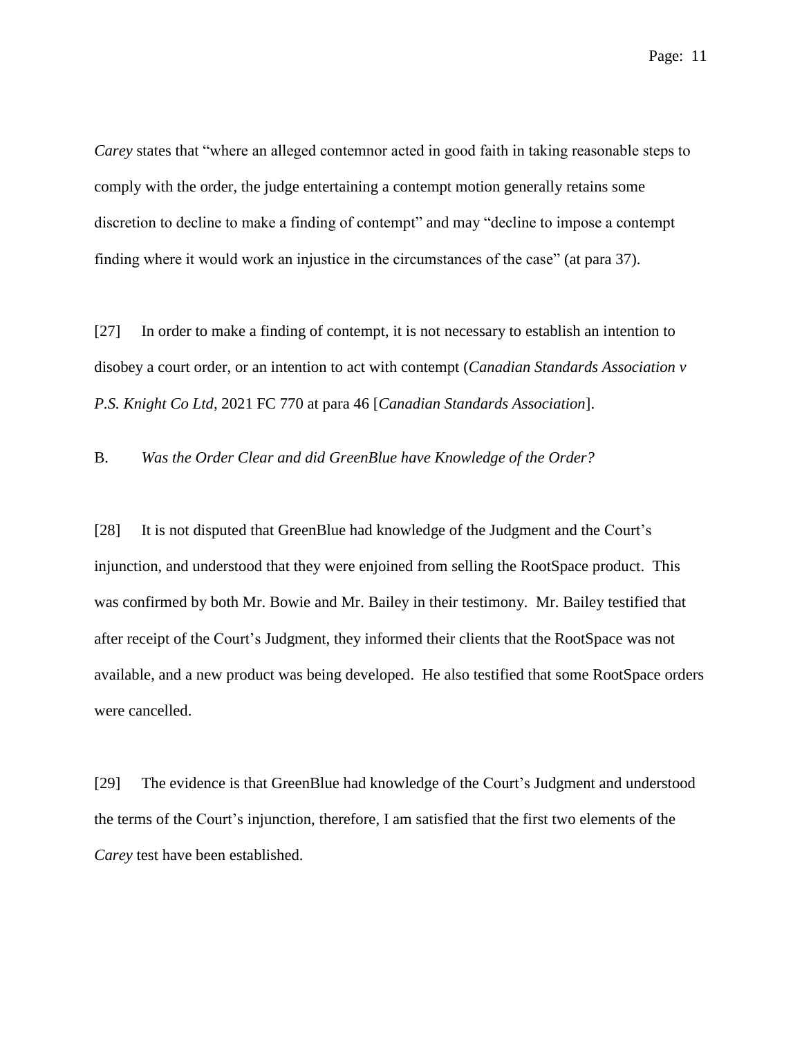*Carey* states that "where an alleged contemnor acted in good faith in taking reasonable steps to comply with the order, the judge entertaining a contempt motion generally retains some discretion to decline to make a finding of contempt" and may "decline to impose a contempt finding where it would work an injustice in the circumstances of the case" (at para 37).

[27] In order to make a finding of contempt, it is not necessary to establish an intention to disobey a court order, or an intention to act with contempt (*Canadian Standards Association v P.S. Knight Co Ltd*, 2021 FC 770 at para 46 [*Canadian Standards Association*].

B. *Was the Order Clear and did GreenBlue have Knowledge of the Order?*

[28] It is not disputed that GreenBlue had knowledge of the Judgment and the Court's injunction, and understood that they were enjoined from selling the RootSpace product. This was confirmed by both Mr. Bowie and Mr. Bailey in their testimony. Mr. Bailey testified that after receipt of the Court's Judgment, they informed their clients that the RootSpace was not available, and a new product was being developed. He also testified that some RootSpace orders were cancelled.

[29] The evidence is that GreenBlue had knowledge of the Court's Judgment and understood the terms of the Court's injunction, therefore, I am satisfied that the first two elements of the *Carey* test have been established.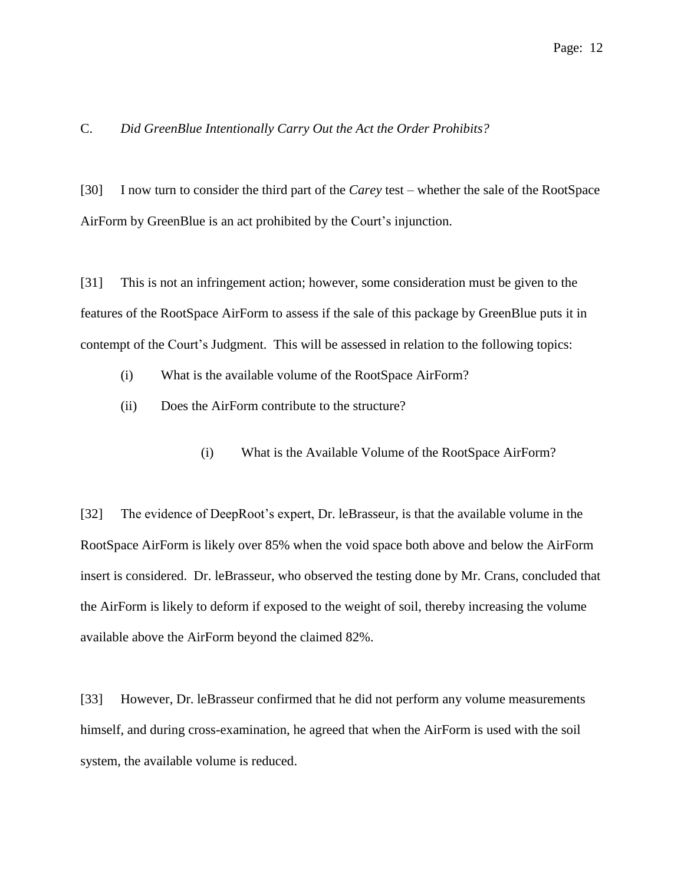### C. *Did GreenBlue Intentionally Carry Out the Act the Order Prohibits?*

[30] I now turn to consider the third part of the *Carey* test – whether the sale of the RootSpace AirForm by GreenBlue is an act prohibited by the Court's injunction.

[31] This is not an infringement action; however, some consideration must be given to the features of the RootSpace AirForm to assess if the sale of this package by GreenBlue puts it in contempt of the Court's Judgment. This will be assessed in relation to the following topics:

- (i) What is the available volume of the RootSpace AirForm?
- (ii) Does the AirForm contribute to the structure?

#### (i) What is the Available Volume of the RootSpace AirForm?

[32] The evidence of DeepRoot's expert, Dr. leBrasseur, is that the available volume in the RootSpace AirForm is likely over 85% when the void space both above and below the AirForm insert is considered. Dr. leBrasseur, who observed the testing done by Mr. Crans, concluded that the AirForm is likely to deform if exposed to the weight of soil, thereby increasing the volume available above the AirForm beyond the claimed 82%.

[33] However, Dr. leBrasseur confirmed that he did not perform any volume measurements himself, and during cross-examination, he agreed that when the AirForm is used with the soil system, the available volume is reduced.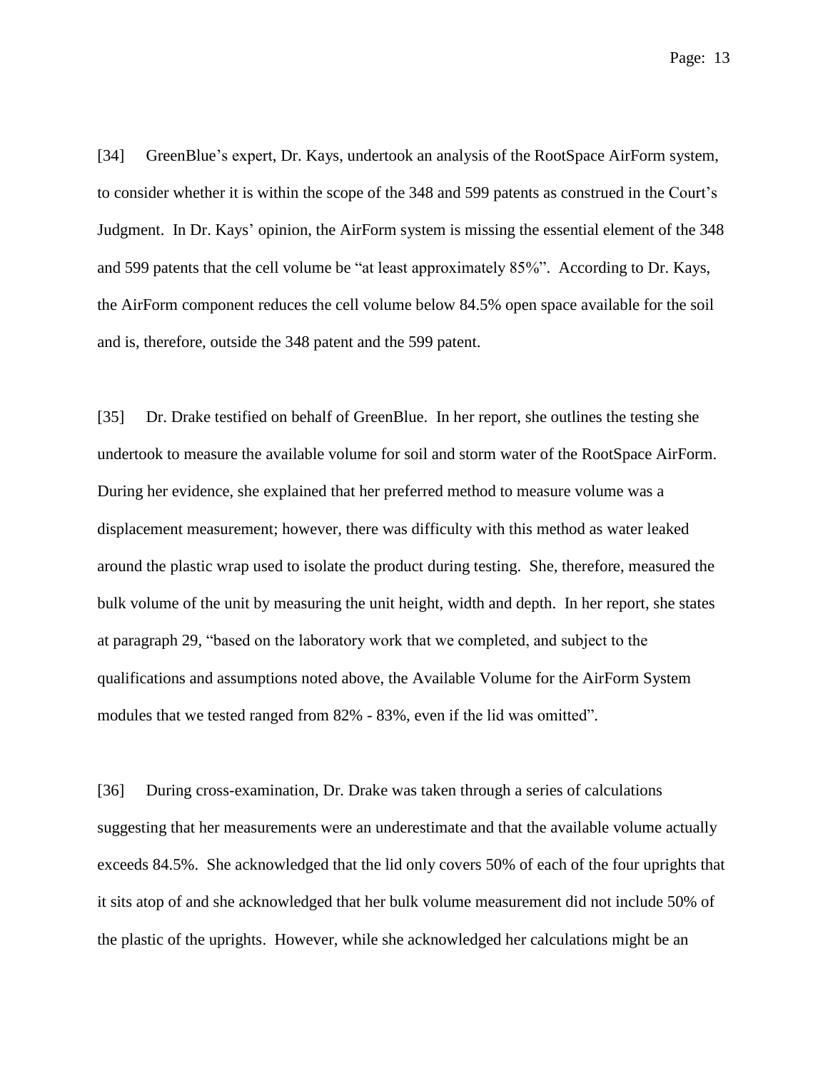[34] GreenBlue's expert, Dr. Kays, undertook an analysis of the RootSpace AirForm system, to consider whether it is within the scope of the 348 and 599 patents as construed in the Court's Judgment. In Dr. Kays' opinion, the AirForm system is missing the essential element of the 348 and 599 patents that the cell volume be "at least approximately 85%". According to Dr. Kays, the AirForm component reduces the cell volume below 84.5% open space available for the soil and is, therefore, outside the 348 patent and the 599 patent.

[35] Dr. Drake testified on behalf of GreenBlue. In her report, she outlines the testing she undertook to measure the available volume for soil and storm water of the RootSpace AirForm. During her evidence, she explained that her preferred method to measure volume was a displacement measurement; however, there was difficulty with this method as water leaked around the plastic wrap used to isolate the product during testing. She, therefore, measured the bulk volume of the unit by measuring the unit height, width and depth. In her report, she states at paragraph 29, "based on the laboratory work that we completed, and subject to the qualifications and assumptions noted above, the Available Volume for the AirForm System modules that we tested ranged from 82% - 83%, even if the lid was omitted".

[36] During cross-examination, Dr. Drake was taken through a series of calculations suggesting that her measurements were an underestimate and that the available volume actually exceeds 84.5%. She acknowledged that the lid only covers 50% of each of the four uprights that it sits atop of and she acknowledged that her bulk volume measurement did not include 50% of the plastic of the uprights. However, while she acknowledged her calculations might be an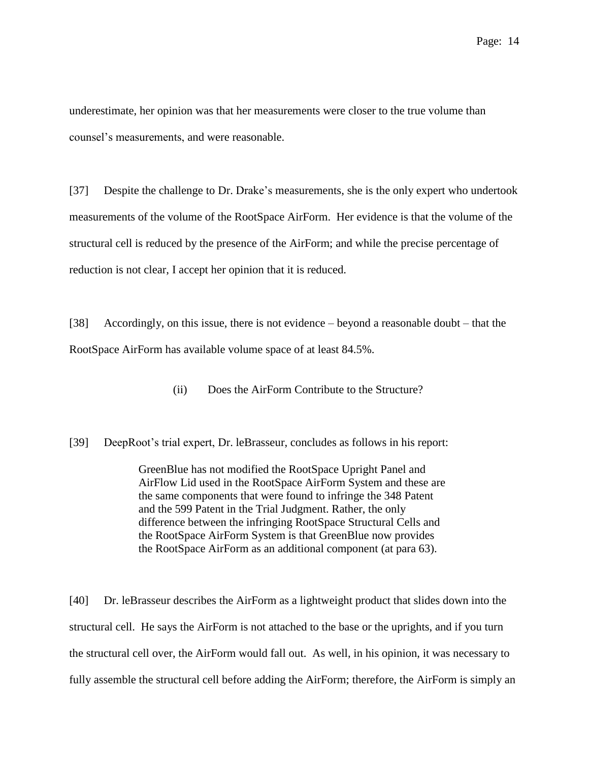underestimate, her opinion was that her measurements were closer to the true volume than counsel's measurements, and were reasonable.

[37] Despite the challenge to Dr. Drake's measurements, she is the only expert who undertook measurements of the volume of the RootSpace AirForm. Her evidence is that the volume of the structural cell is reduced by the presence of the AirForm; and while the precise percentage of reduction is not clear, I accept her opinion that it is reduced.

[38] Accordingly, on this issue, there is not evidence – beyond a reasonable doubt – that the RootSpace AirForm has available volume space of at least 84.5%.

### (ii) Does the AirForm Contribute to the Structure?

[39] DeepRoot's trial expert, Dr. leBrasseur, concludes as follows in his report:

> GreenBlue has not modified the RootSpace Upright Panel and AirFlow Lid used in the RootSpace AirForm System and these are the same components that were found to infringe the 348 Patent and the 599 Patent in the Trial Judgment. Rather, the only difference between the infringing RootSpace Structural Cells and the RootSpace AirForm System is that GreenBlue now provides the RootSpace AirForm as an additional component (at para 63).

[40] Dr. leBrasseur describes the AirForm as a lightweight product that slides down into the structural cell. He says the AirForm is not attached to the base or the uprights, and if you turn the structural cell over, the AirForm would fall out. As well, in his opinion, it was necessary to fully assemble the structural cell before adding the AirForm; therefore, the AirForm is simply an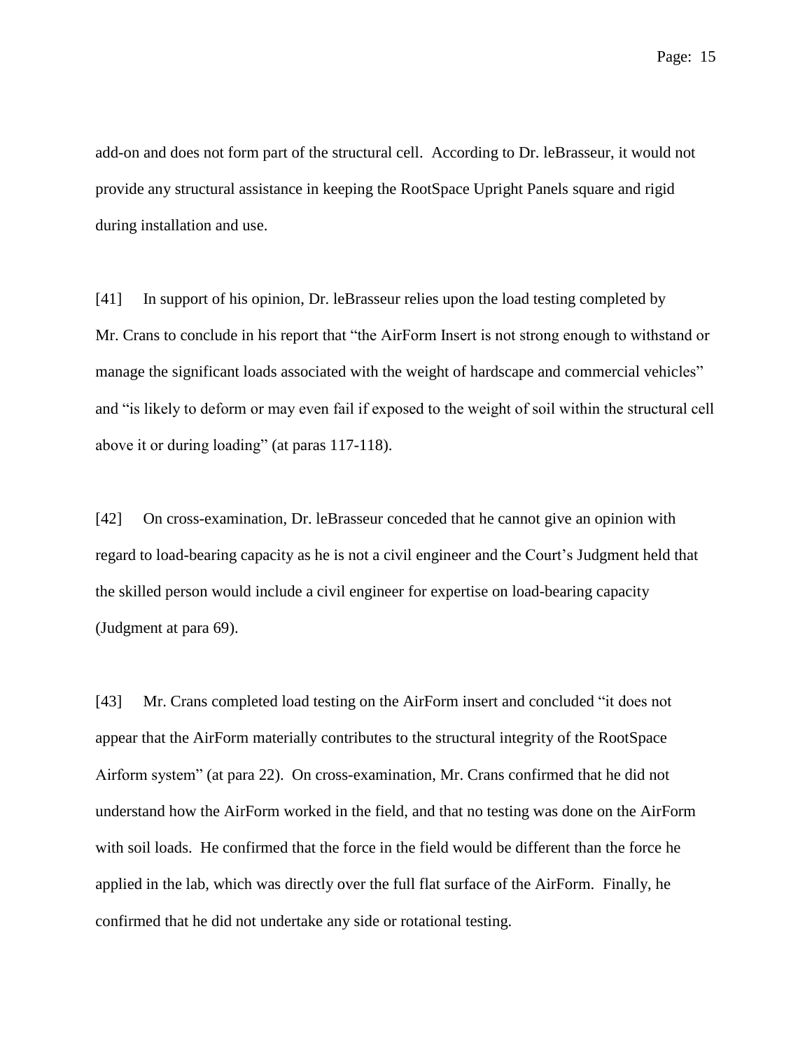add-on and does not form part of the structural cell. According to Dr. leBrasseur, it would not provide any structural assistance in keeping the RootSpace Upright Panels square and rigid during installation and use.

[41] In support of his opinion, Dr. leBrasseur relies upon the load testing completed by Mr. Crans to conclude in his report that "the AirForm Insert is not strong enough to withstand or manage the significant loads associated with the weight of hardscape and commercial vehicles" and "is likely to deform or may even fail if exposed to the weight of soil within the structural cell above it or during loading" (at paras 117-118).

[42] On cross-examination, Dr. leBrasseur conceded that he cannot give an opinion with regard to load-bearing capacity as he is not a civil engineer and the Court's Judgment held that the skilled person would include a civil engineer for expertise on load-bearing capacity (Judgment at para 69).

[43] Mr. Crans completed load testing on the AirForm insert and concluded "it does not appear that the AirForm materially contributes to the structural integrity of the RootSpace Airform system" (at para 22). On cross-examination, Mr. Crans confirmed that he did not understand how the AirForm worked in the field, and that no testing was done on the AirForm with soil loads. He confirmed that the force in the field would be different than the force he applied in the lab, which was directly over the full flat surface of the AirForm. Finally, he confirmed that he did not undertake any side or rotational testing.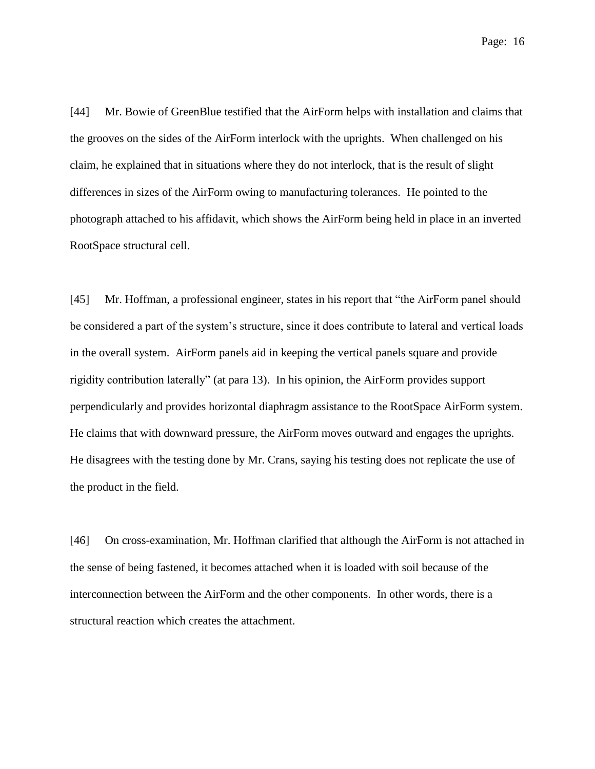[44] Mr. Bowie of GreenBlue testified that the AirForm helps with installation and claims that the grooves on the sides of the AirForm interlock with the uprights. When challenged on his claim, he explained that in situations where they do not interlock, that is the result of slight differences in sizes of the AirForm owing to manufacturing tolerances. He pointed to the photograph attached to his affidavit, which shows the AirForm being held in place in an inverted RootSpace structural cell.

[45] Mr. Hoffman, a professional engineer, states in his report that "the AirForm panel should be considered a part of the system's structure, since it does contribute to lateral and vertical loads in the overall system. AirForm panels aid in keeping the vertical panels square and provide rigidity contribution laterally" (at para 13). In his opinion, the AirForm provides support perpendicularly and provides horizontal diaphragm assistance to the RootSpace AirForm system. He claims that with downward pressure, the AirForm moves outward and engages the uprights. He disagrees with the testing done by Mr. Crans, saying his testing does not replicate the use of the product in the field.

[46] On cross-examination, Mr. Hoffman clarified that although the AirForm is not attached in the sense of being fastened, it becomes attached when it is loaded with soil because of the interconnection between the AirForm and the other components. In other words, there is a structural reaction which creates the attachment.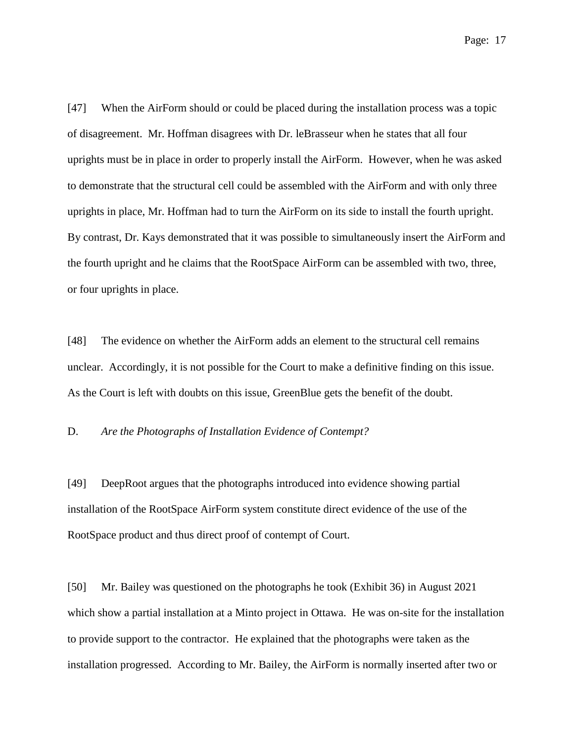[47] When the AirForm should or could be placed during the installation process was a topic of disagreement. Mr. Hoffman disagrees with Dr. leBrasseur when he states that all four uprights must be in place in order to properly install the AirForm. However, when he was asked to demonstrate that the structural cell could be assembled with the AirForm and with only three uprights in place, Mr. Hoffman had to turn the AirForm on its side to install the fourth upright. By contrast, Dr. Kays demonstrated that it was possible to simultaneously insert the AirForm and the fourth upright and he claims that the RootSpace AirForm can be assembled with two, three, or four uprights in place.

[48] The evidence on whether the AirForm adds an element to the structural cell remains unclear. Accordingly, it is not possible for the Court to make a definitive finding on this issue. As the Court is left with doubts on this issue, GreenBlue gets the benefit of the doubt.

D. *Are the Photographs of Installation Evidence of Contempt?*

[49] DeepRoot argues that the photographs introduced into evidence showing partial installation of the RootSpace AirForm system constitute direct evidence of the use of the RootSpace product and thus direct proof of contempt of Court.

[50] Mr. Bailey was questioned on the photographs he took (Exhibit 36) in August 2021 which show a partial installation at a Minto project in Ottawa. He was on-site for the installation to provide support to the contractor. He explained that the photographs were taken as the installation progressed. According to Mr. Bailey, the AirForm is normally inserted after two or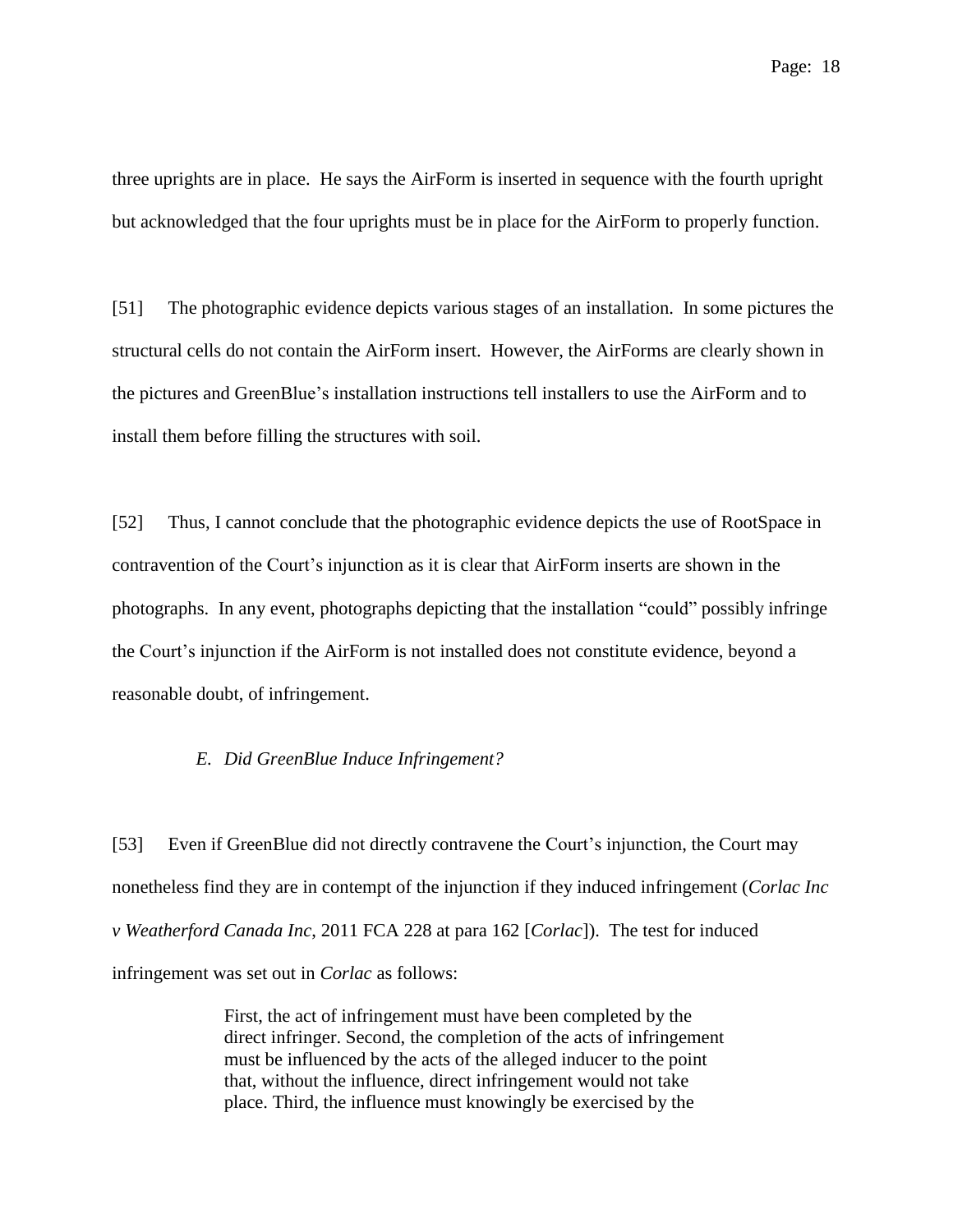three uprights are in place. He says the AirForm is inserted in sequence with the fourth upright but acknowledged that the four uprights must be in place for the AirForm to properly function.

[51] The photographic evidence depicts various stages of an installation. In some pictures the structural cells do not contain the AirForm insert. However, the AirForms are clearly shown in the pictures and GreenBlue's installation instructions tell installers to use the AirForm and to install them before filling the structures with soil.

[52] Thus, I cannot conclude that the photographic evidence depicts the use of RootSpace in contravention of the Court's injunction as it is clear that AirForm inserts are shown in the photographs. In any event, photographs depicting that the installation "could" possibly infringe the Court's injunction if the AirForm is not installed does not constitute evidence, beyond a reasonable doubt, of infringement.

### *E. Did GreenBlue Induce Infringement?*

[53] Even if GreenBlue did not directly contravene the Court's injunction, the Court may nonetheless find they are in contempt of the injunction if they induced infringement (*Corlac Inc v Weatherford Canada Inc*, 2011 FCA 228 at para 162 [*Corlac*]). The test for induced infringement was set out in *Corlac* as follows:

> First, the act of infringement must have been completed by the direct infringer. Second, the completion of the acts of infringement must be influenced by the acts of the alleged inducer to the point that, without the influence, direct infringement would not take place. Third, the influence must knowingly be exercised by the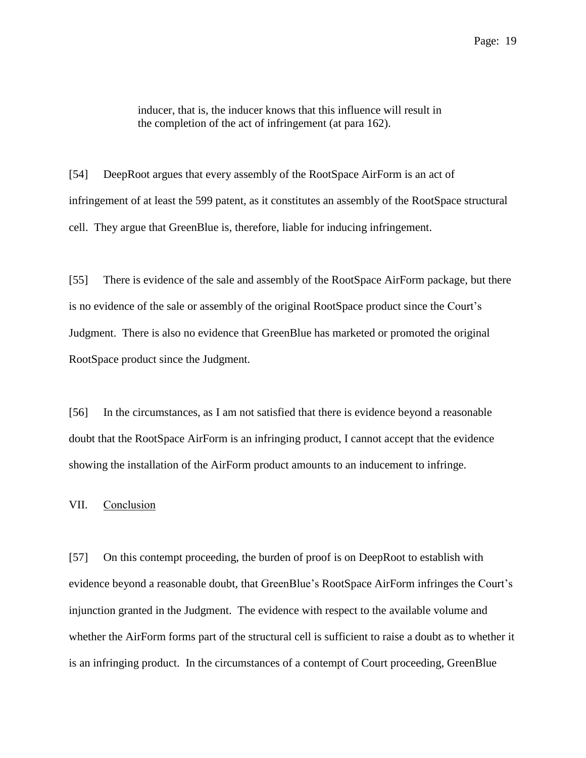> inducer, that is, the inducer knows that this influence will result in the completion of the act of infringement (at para 162).

[54] DeepRoot argues that every assembly of the RootSpace AirForm is an act of infringement of at least the 599 patent, as it constitutes an assembly of the RootSpace structural cell. They argue that GreenBlue is, therefore, liable for inducing infringement.

[55] There is evidence of the sale and assembly of the RootSpace AirForm package, but there is no evidence of the sale or assembly of the original RootSpace product since the Court's Judgment. There is also no evidence that GreenBlue has marketed or promoted the original RootSpace product since the Judgment.

[56] In the circumstances, as I am not satisfied that there is evidence beyond a reasonable doubt that the RootSpace AirForm is an infringing product, I cannot accept that the evidence showing the installation of the AirForm product amounts to an inducement to infringe.

## VII. Conclusion

[57] On this contempt proceeding, the burden of proof is on DeepRoot to establish with evidence beyond a reasonable doubt, that GreenBlue's RootSpace AirForm infringes the Court's injunction granted in the Judgment. The evidence with respect to the available volume and whether the AirForm forms part of the structural cell is sufficient to raise a doubt as to whether it is an infringing product. In the circumstances of a contempt of Court proceeding, GreenBlue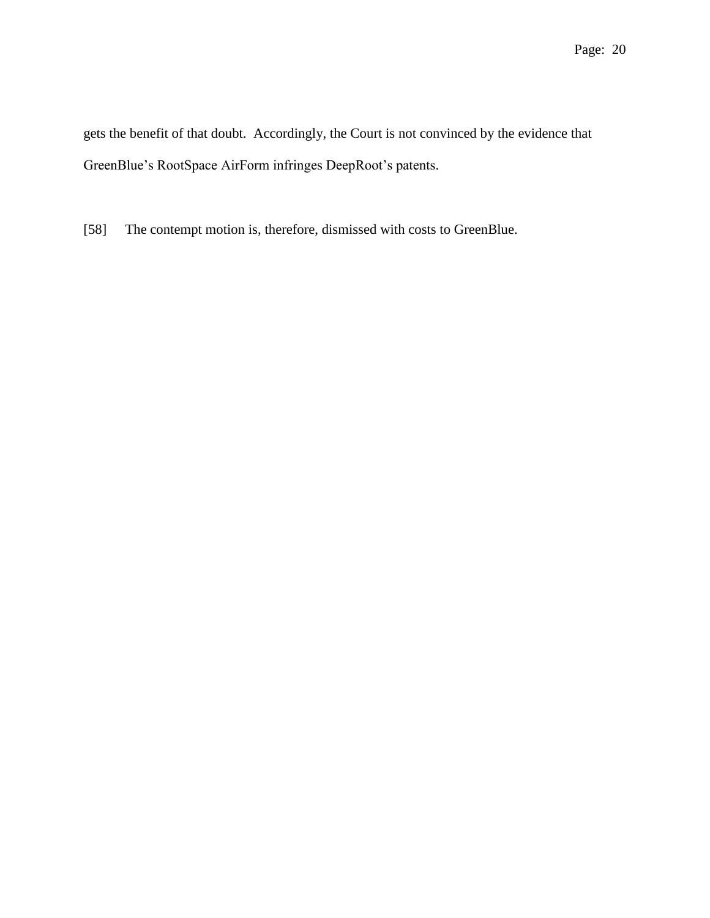gets the benefit of that doubt. Accordingly, the Court is not convinced by the evidence that GreenBlue's RootSpace AirForm infringes DeepRoot's patents.

[58] The contempt motion is, therefore, dismissed with costs to GreenBlue.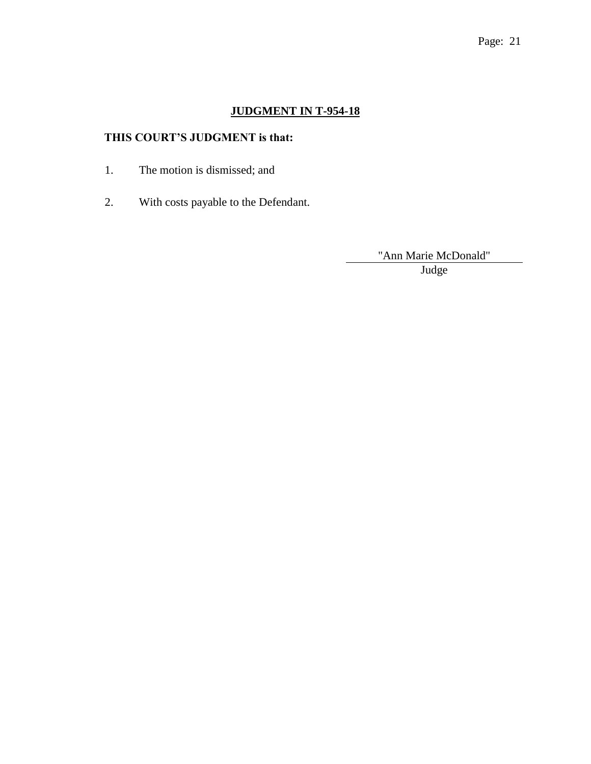## JUDGMENT IN T-954-18

**THIS COURT'S JUDGMENT is that:**

1. The motion is dismissed; and

2. With costs payable to the Defendant.

"Ann Marie McDonald"

Judge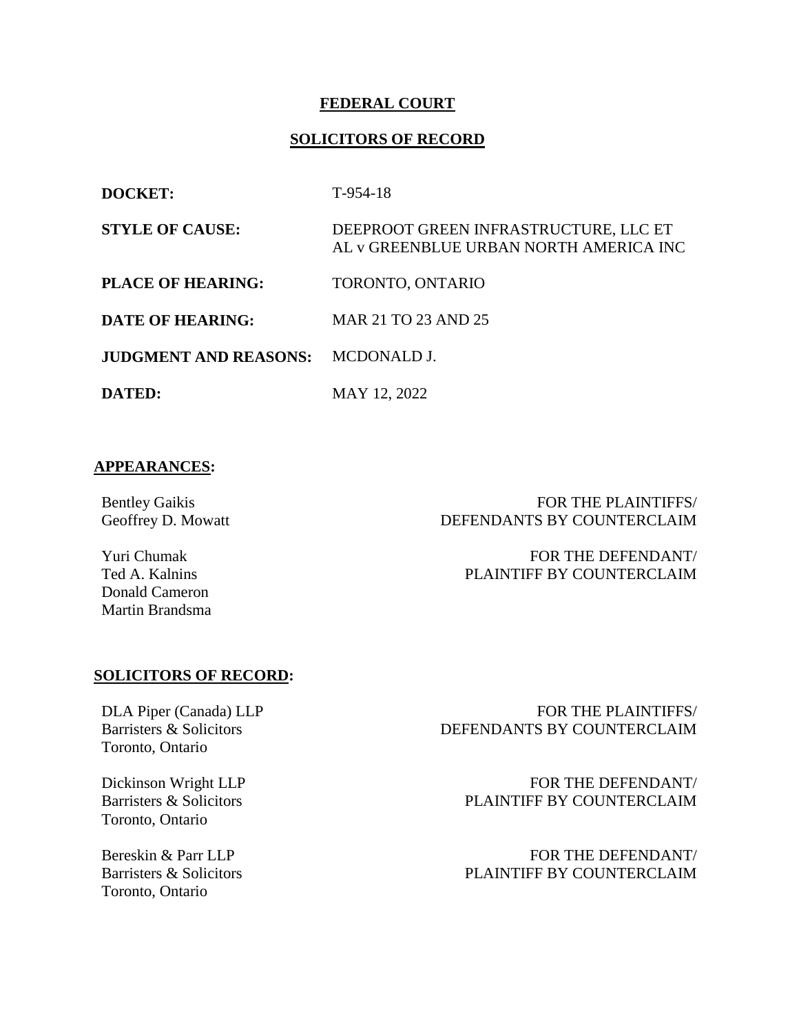**FEDERAL COURT**

**SOLICITORS OF RECORD**

| | |
|---|---|
| **DOCKET:** | T-954-18 |
| **STYLE OF CAUSE:** | DEEPROOT GREEN INFRASTRUCTURE, LLC ET AL v GREENBLUE URBAN NORTH AMERICA INC |
| **PLACE OF HEARING:** | TORONTO, ONTARIO |
| **DATE OF HEARING:** | MAR 21 TO 23 AND 25 |
| **JUDGMENT AND REASONS:** | MCDONALD J. |
| **DATED:** | MAY 12, 2022 |

**APPEARANCES:**

| | |
|---|---|
| Bentley Gaikis<br>Geoffrey D. Mowatt | FOR THE PLAINTIFFS/<br>DEFENDANTS BY COUNTERCLAIM |
| Yuri Chumak<br>Ted A. Kalnins<br>Donald Cameron<br>Martin Brandsma | FOR THE DEFENDANT/<br>PLAINTIFF BY COUNTERCLAIM |

**SOLICITORS OF RECORD:**

| | |
|---|---|
| DLA Piper (Canada) LLP<br>Barristers & Solicitors<br>Toronto, Ontario | FOR THE PLAINTIFFS/<br>DEFENDANTS BY COUNTERCLAIM |
| Dickinson Wright LLP<br>Barristers & Solicitors<br>Toronto, Ontario | FOR THE DEFENDANT/<br>PLAINTIFF BY COUNTERCLAIM |
| Bereskin & Parr LLP<br>Barristers & Solicitors<br>Toronto, Ontario | FOR THE DEFENDANT/<br>PLAINTIFF BY COUNTERCLAIM |